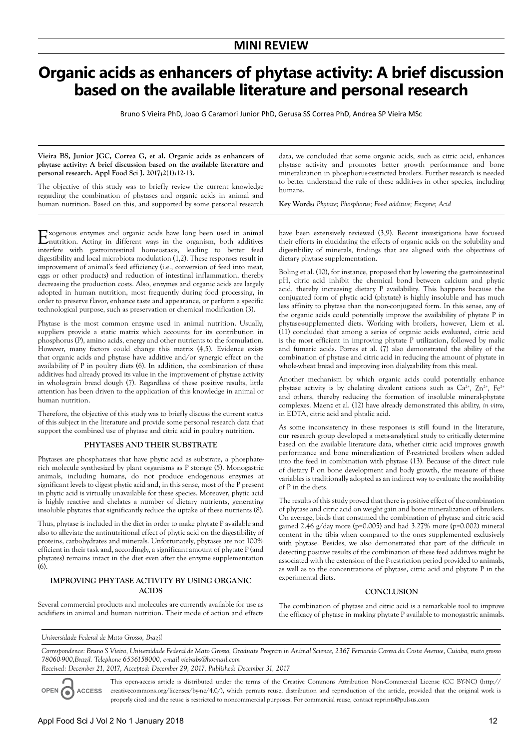## MINI REVIEW

# Organic acids as enhancers of phytase activity: A brief discussion based on the available literature and personal research

Bruno S Vieira PhD, Joao G Caramori Junior PhD, Gerusa SS Correa PhD, Andrea SP Vieira MSc

**Vieira BS, Junior JGC, Correa G, et al. Organic acids as enhancers of phytase activity: A brief discussion based on the available literature and personal research. Appl Food Sci J. 2017;2(1):12-13.**

The objective of this study was to briefly review the current knowledge regarding the combination of phytases and organic acids in animal and human nutrition. Based on this, and supported by some personal research data, we concluded that some organic acids, such as citric acid, enhances phytase activity and promotes better growth performance and bone mineralization in phosphorus-restricted broilers. Further research is needed to better understand the rule of these additives in other species, including humans.

**Key Words:** *Phytate; Phosphorus; Food additive; Enzyme; Acid*

Exogenous enzymes and organic acids have long been used in animal nutrition. Acting in different ways in the organism, both additives interfere with gastrointestinal homeostasis, leading to better feed digestibility and local microbiota modulation (1,2). These responses result in improvement of animal's feed efficiency (i.e., conversion of feed into meat, eggs or other products) and reduction of intestinal inflammation, thereby decreasing the production costs. Also, enzymes and organic acids are largely adopted in human nutrition, most frequently during food processing, in order to preserve flavor, enhance taste and appearance, or perform a specific technological purpose, such as preservation or chemical modification (3).

Phytase is the most common enzyme used in animal nutrition. Usually, suppliers provide a static matrix which accounts for its contribution in phosphorus (P), amino acids, energy and other nutrients to the formulation. However, many factors could change this matrix (4,5). Evidence exists that organic acids and phytase have additive and/or synergic effect on the availability of P in poultry diets (6). In addition, the combination of these additives had already proved its value in the improvement of phytase activity in whole-grain bread dough (7). Regardless of these positive results, little attention has been driven to the application of this knowledge in animal or human nutrition.

Therefore, the objective of this study was to briefly discuss the current status of this subject in the literature and provide some personal research data that support the combined use of phytase and citric acid in poultry nutrition.

### PHYTASES AND THEIR SUBSTRATE

Phytases are phosphatases that have phytic acid as substrate, a phosphate-rich molecule synthesized by plant organisms as P storage (5). Monogastric animals, including humans, do not produce endogenous enzymes at significant levels to digest phytic acid and, in this sense, most of the P present in phytic acid is virtually unavailable for these species. Moreover, phytic acid is highly reactive and chelates a number of dietary nutrients, generating insoluble phytates that significantly reduce the uptake of these nutrients (8).

Thus, phytase is included in the diet in order to make phytate P available and also to alleviate the antinutritional effect of phytic acid on the digestibility of proteins, carbohydrates and minerals. Unfortunately, phytases are not 100% efficient in their task and, accordingly, a significant amount of phytate P (and phytates) remains intact in the diet even after the enzyme supplementation (6).

### IMPROVING PHYTASE ACTIVITY BY USING ORGANIC ACIDS

Several commercial products and molecules are currently available for use as acidifiers in animal and human nutrition. Their mode of action and effects have been extensively reviewed (3,9). Recent investigations have focused their efforts in elucidating the effects of organic acids on the solubility and digestibility of minerals, findings that are aligned with the objectives of dietary phytase supplementation.

Boling et al. (10), for instance, proposed that by lowering the gastrointestinal pH, citric acid inhibit the chemical bond between calcium and phytic acid, thereby increasing dietary P availability. This happens because the conjugated form of phytic acid (phytate) is highly insoluble and has much less affinity to phytase than the non-conjugated form. In this sense, any of the organic acids could potentially improve the availability of phytate P in phytase-supplemented diets. Working with broilers, however, Liem et al. (11) concluded that among a series of organic acids evaluated, citric acid is the most efficient in improving phytate P utilization, followed by malic and fumaric acids. Porres et al. (7) also demonstrated the ability of the combination of phytase and citric acid in reducing the amount of phytate in whole-wheat bread and improving iron dialyzability from this meal.

Another mechanism by which organic acids could potentially enhance phytase activity is by chelating divalent cations such as $Ca^{2+}$, $Zn^{2+}$, $Fe^{2+}$ and others, thereby reducing the formation of insoluble mineral-phytate complexes. Maenz et al. (12) have already demonstrated this ability, *in vitro*, in EDTA, citric acid and phtalic acid.

As some inconsistency in these responses is still found in the literature, our research group developed a meta-analytical study to critically determine based on the available literature data, whether citric acid improves growth performance and bone mineralization of P-restricted broilers when added into the feed in combination with phytase (13). Because of the direct rule of dietary P on bone development and body growth, the measure of these variables is traditionally adopted as an indirect way to evaluate the availability of P in the diets.

The results of this study proved that there is positive effect of the combination of phytase and citric acid on weight gain and bone mineralization of broilers. On average, birds that consumed the combination of phytase and citric acid gained 2.46 g/day more ($p=0.005$) and had 3.27% more ($p=0.002$) mineral content in the tibia when compared to the ones supplemented exclusively with phytase. Besides, we also demonstrated that part of the difficult in detecting positive results of the combination of these feed additives might be associated with the extension of the P-restriction period provided to animals, as well as to the concentrations of phytase, citric acid and phytate P in the experimental diets.

### CONCLUSION

The combination of phytase and citric acid is a remarkable tool to improve the efficacy of phytase in making phytate P available to monogastric animals.

*Universidade Federal de Mato Grosso, Brazil*

*Correspondence: Bruno S Vieira, Universidade Federal de Mato Grosso, Graduate Program in Animal Science, 2367 Fernando Correa da Costa Avenue, Cuiaba, mato grosso 78060-900,Brazil. Telephone 6536158000, e-mail vieirabs@hotmail.com*

*Received: December 21, 2017, Accepted: December 29, 2017, Published: December 31, 2017*

OPEN ACCESS

This open-access article is distributed under the terms of the Creative Commons Attribution Non-Commercial License (CC BY-NC) (http://creativecommons.org/licenses/by-nc/4.0/), which permits reuse, distribution and reproduction of the article, provided that the original work is properly cited and the reuse is restricted to noncommercial purposes. For commercial reuse, contact reprints@pulsus.com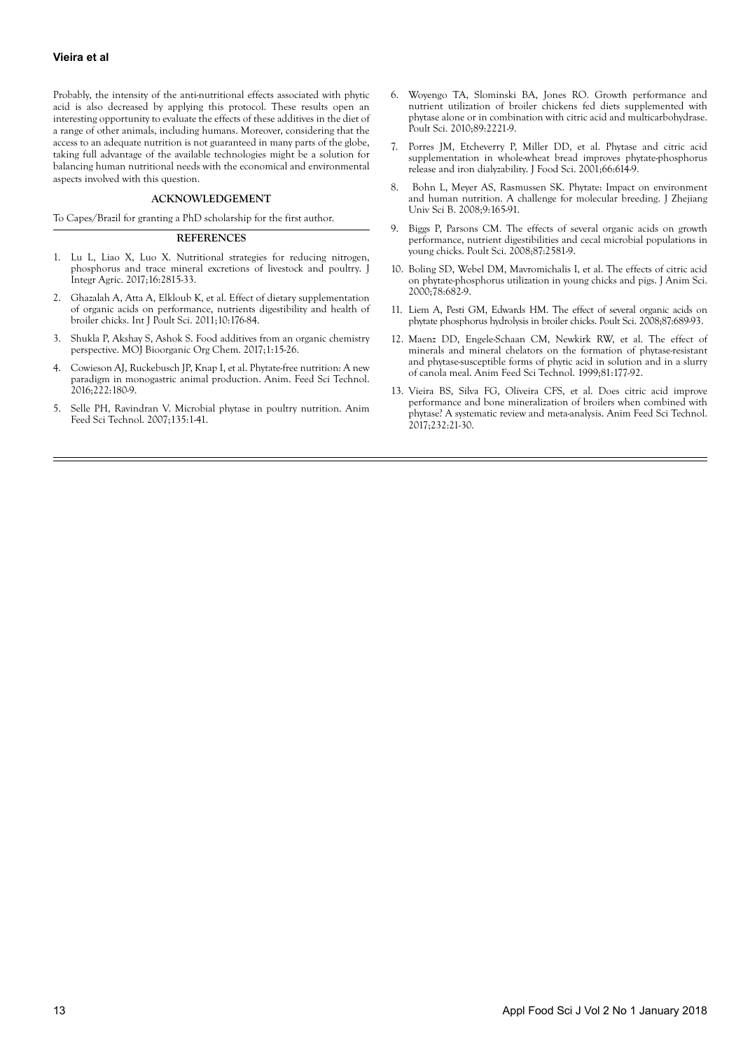Probably, the intensity of the anti-nutritional effects associated with phytic acid is also decreased by applying this protocol. These results open an interesting opportunity to evaluate the effects of these additives in the diet of a range of other animals, including humans. Moreover, considering that the access to an adequate nutrition is not guaranteed in many parts of the globe, taking full advantage of the available technologies might be a solution for balancing human nutritional needs with the economical and environmental aspects involved with this question.

## ACKNOWLEDGEMENT

To Capes/Brazil for granting a PhD scholarship for the first author.

## REFERENCES

1. Lu L, Liao X, Luo X. Nutritional strategies for reducing nitrogen, phosphorus and trace mineral excretions of livestock and poultry. J Integr Agric. 2017;16:2815-33.
2. Ghazalah A, Atta A, Elkloub K, et al. Effect of dietary supplementation of organic acids on performance, nutrients digestibility and health of broiler chicks. Int J Poult Sci. 2011;10:176-84.
3. Shukla P, Akshay S, Ashok S. Food additives from an organic chemistry perspective. MOJ Bioorganic Org Chem. 2017;1:15-26.
4. Cowieson AJ, Ruckebusch JP, Knap I, et al. Phytate-free nutrition: A new paradigm in monogastric animal production. Anim. Feed Sci Technol. 2016;222:180-9.
5. Selle PH, Ravindran V. Microbial phytase in poultry nutrition. Anim Feed Sci Technol. 2007;135:1-41.
6. Woyengo TA, Slominski BA, Jones RO. Growth performance and nutrient utilization of broiler chickens fed diets supplemented with phytase alone or in combination with citric acid and multicarbohydrase. Poult Sci. 2010;89:2221-9.
7. Porres JM, Etcheverry P, Miller DD, et al. Phytase and citric acid supplementation in whole-wheat bread improves phytate-phosphorus release and iron dialyzability. J Food Sci. 2001;66:614-9.
8. Bohn L, Meyer AS, Rasmussen SK. Phytate: Impact on environment and human nutrition. A challenge for molecular breeding. J Zhejiang Univ Sci B. 2008;9:165-91.
9. Biggs P, Parsons CM. The effects of several organic acids on growth performance, nutrient digestibilities and cecal microbial populations in young chicks. Poult Sci. 2008;87:2581-9.
10. Boling SD, Webel DM, Mavromichalis I, et al. The effects of citric acid on phytate-phosphorus utilization in young chicks and pigs. J Anim Sci. 2000;78:682-9.
11. Liem A, Pesti GM, Edwards HM. The effect of several organic acids on phytate phosphorus hydrolysis in broiler chicks. Poult Sci. 2008;87:689-93.
12. Maenz DD, Engele-Schaan CM, Newkirk RW, et al. The effect of minerals and mineral chelators on the formation of phytase-resistant and phytase-susceptible forms of phytic acid in solution and in a slurry of canola meal. Anim Feed Sci Technol. 1999;81:177-92.
13. Vieira BS, Silva FG, Oliveira CFS, et al. Does citric acid improve performance and bone mineralization of broilers when combined with phytase? A systematic review and meta-analysis. Anim Feed Sci Technol. 2017;232:21-30.